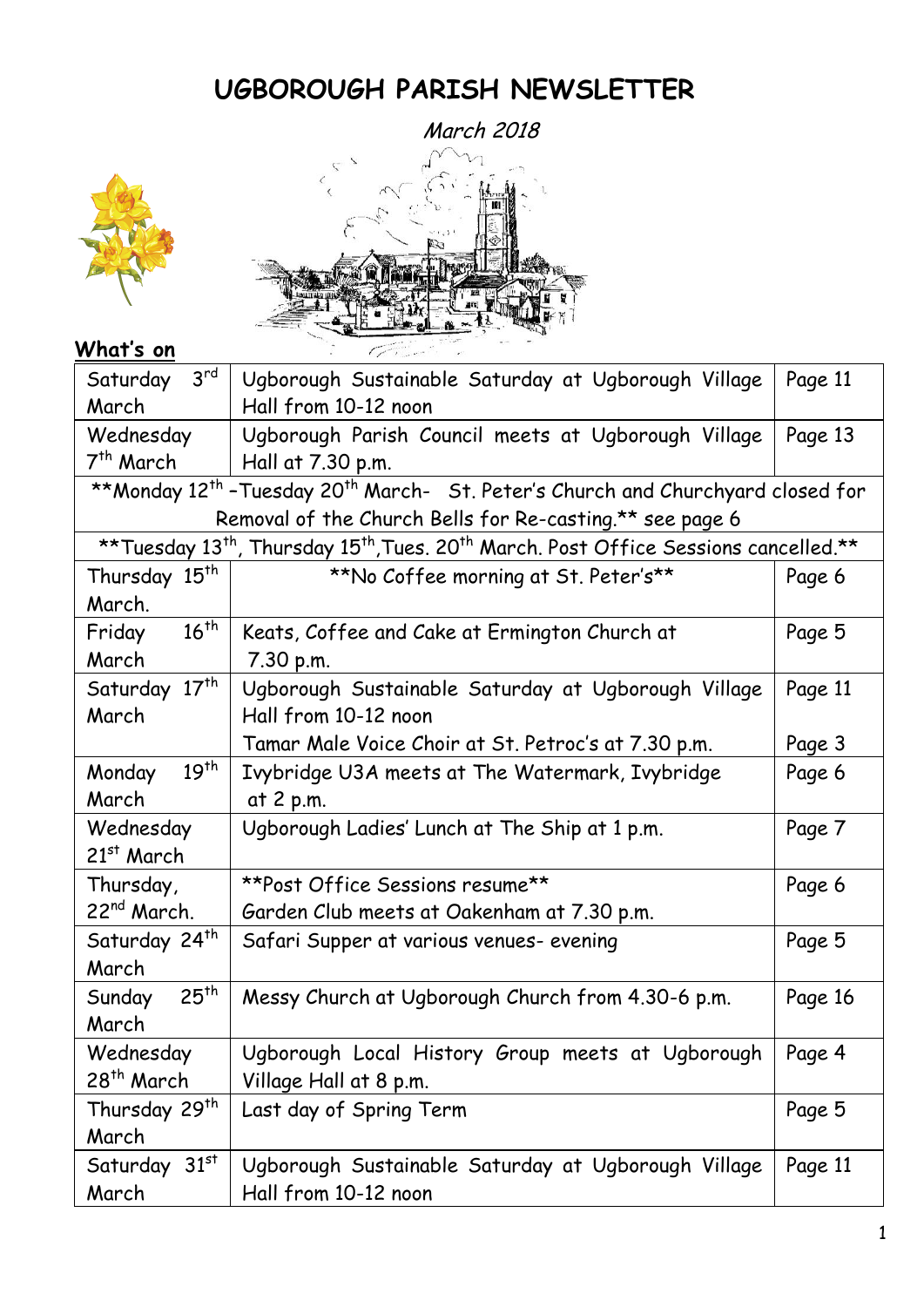# UGBOROUGH PARISH NEWSLETTER

*March 2018*

**What's on**

| | | |
|---|---|---|
| Saturday 3rd March | Ugborough Sustainable Saturday at Ugborough Village Hall from 10-12 noon | Page 11 |
| Wednesday 7th March | Ugborough Parish Council meets at Ugborough Village Hall at 7.30 p.m. | Page 13 |
| **Monday 12th –Tuesday 20th March- St. Peter's Church and Churchyard closed for Removal of the Church Bells for Re-casting.** see page 6 | | |
| **Tuesday 13th, Thursday 15th, Tues. 20th March. Post Office Sessions cancelled.** | | |
| Thursday 15th March. | **No Coffee morning at St. Peter's** | Page 6 |
| Friday 16th March | Keats, Coffee and Cake at Ermington Church at 7.30 p.m. | Page 5 |
| Saturday 17th March | Ugborough Sustainable Saturday at Ugborough Village Hall from 10-12 noon<br>Tamar Male Voice Choir at St. Petroc's at 7.30 p.m. | Page 11<br>Page 3 |
| Monday 19th March | Ivybridge U3A meets at The Watermark, Ivybridge at 2 p.m. | Page 6 |
| Wednesday 21st March | Ugborough Ladies' Lunch at The Ship at 1 p.m. | Page 7 |
| Thursday, 22nd March. | **Post Office Sessions resume**<br>Garden Club meets at Oakenham at 7.30 p.m. | Page 6 |
| Saturday 24th March | Safari Supper at various venues- evening | Page 5 |
| Sunday 25th March | Messy Church at Ugborough Church from 4.30-6 p.m. | Page 16 |
| Wednesday 28th March | Ugborough Local History Group meets at Ugborough Village Hall at 8 p.m. | Page 4 |
| Thursday 29th March | Last day of Spring Term | Page 5 |
| Saturday 31st March | Ugborough Sustainable Saturday at Ugborough Village Hall from 10-12 noon | Page 11 |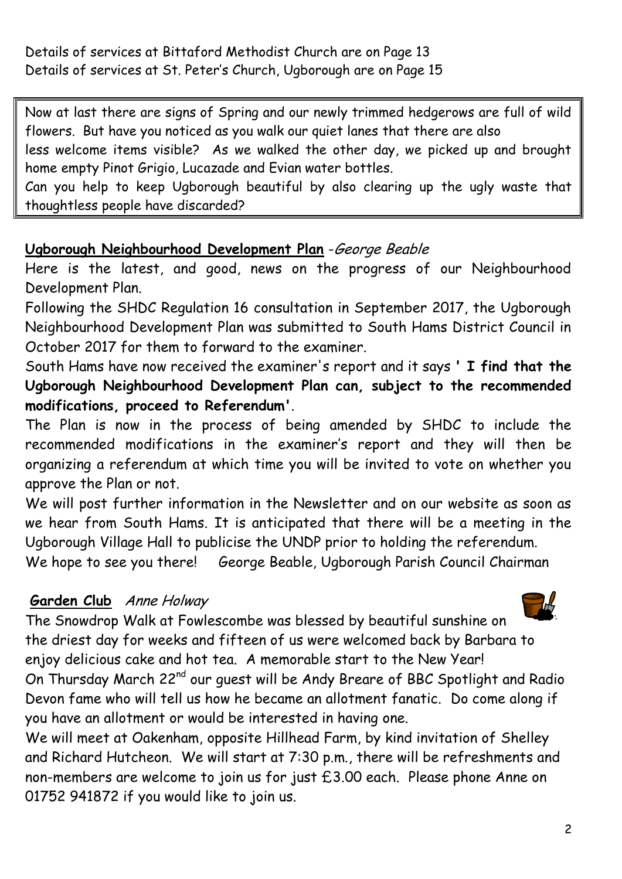Details of services at Bittaford Methodist Church are on Page 13
Details of services at St. Peter's Church, Ugborough are on Page 15

Now at last there are signs of Spring and our newly trimmed hedgerows are full of wild flowers. But have you noticed as you walk our quiet lanes that there are also less welcome items visible? As we walked the other day, we picked up and brought home empty Pinot Grigio, Lucazade and Evian water bottles.
Can you help to keep Ugborough beautiful by also clearing up the ugly waste that thoughtless people have discarded?

## Ugborough Neighbourhood Development Plan -*George Beable*

Here is the latest, and good, news on the progress of our Neighbourhood Development Plan.
Following the SHDC Regulation 16 consultation in September 2017, the Ugborough Neighbourhood Development Plan was submitted to South Hams District Council in October 2017 for them to forward to the examiner.
South Hams have now received the examiner's report and it says **' I find that the Ugborough Neighbourhood Development Plan can, subject to the recommended modifications, proceed to Referendum'**.
The Plan is now in the process of being amended by SHDC to include the recommended modifications in the examiner's report and they will then be organizing a referendum at which time you will be invited to vote on whether you approve the Plan or not.
We will post further information in the Newsletter and on our website as soon as we hear from South Hams. It is anticipated that there will be a meeting in the Ugborough Village Hall to publicise the UNDP prior to holding the referendum.
We hope to see you there! George Beable, Ugborough Parish Council Chairman

## Garden Club *Anne Holway*

The Snowdrop Walk at Fowlescombe was blessed by beautiful sunshine on the driest day for weeks and fifteen of us were welcomed back by Barbara to enjoy delicious cake and hot tea. A memorable start to the New Year!
On Thursday March 22nd our guest will be Andy Breare of BBC Spotlight and Radio Devon fame who will tell us how he became an allotment fanatic. Do come along if you have an allotment or would be interested in having one.
We will meet at Oakenham, opposite Hillhead Farm, by kind invitation of Shelley and Richard Hutcheon. We will start at 7:30 p.m., there will be refreshments and non-members are welcome to join us for just £3.00 each. Please phone Anne on 01752 941872 if you would like to join us.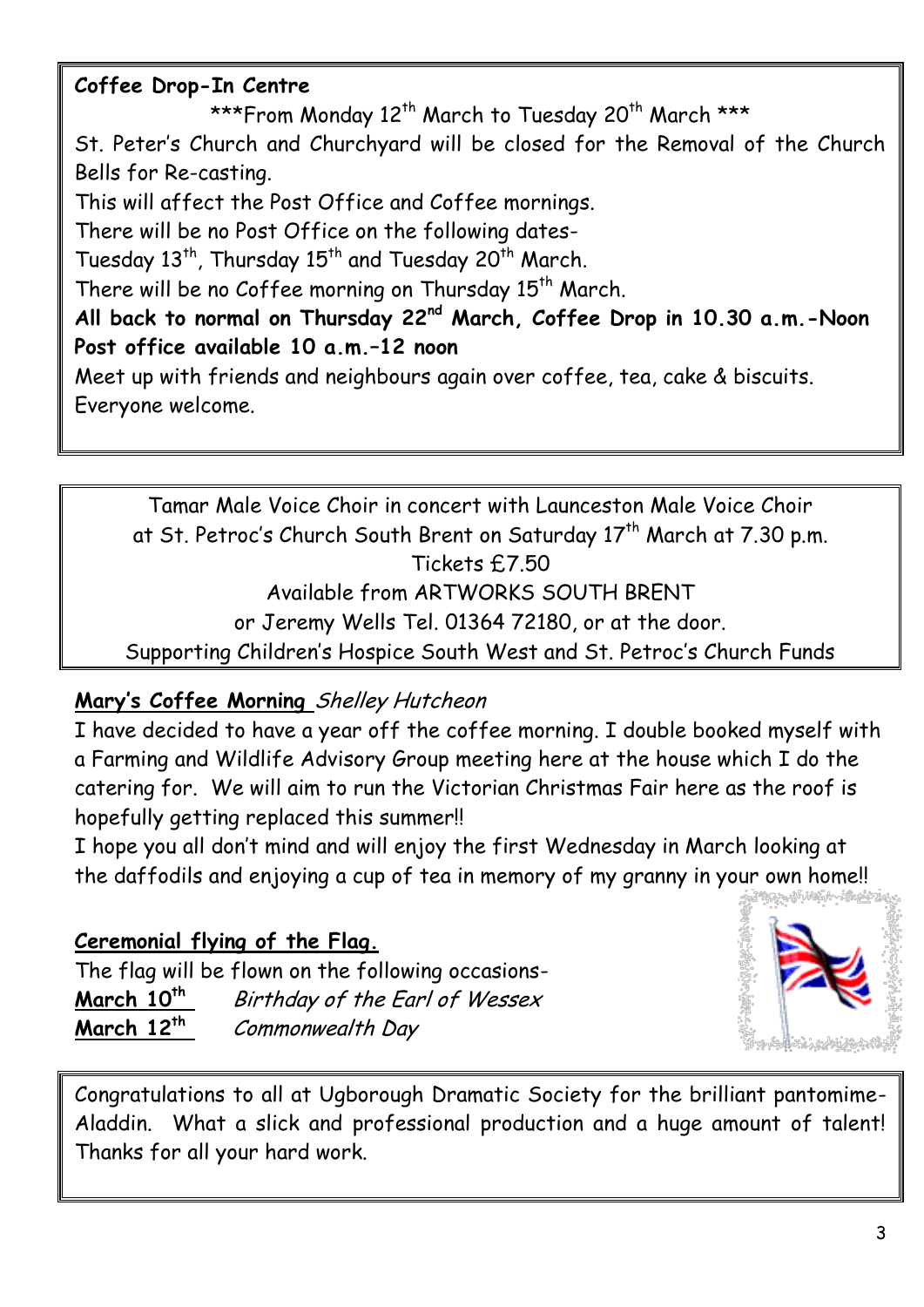**Coffee Drop-In Centre**

\*\*\*From Monday 12th March to Tuesday 20th March \*\*\*

St. Peter's Church and Churchyard will be closed for the Removal of the Church Bells for Re-casting.

This will affect the Post Office and Coffee mornings.

There will be no Post Office on the following dates-

Tuesday 13th, Thursday 15th and Tuesday 20th March.

There will be no Coffee morning on Thursday 15th March.

**All back to normal on Thursday 22nd March, Coffee Drop in 10.30 a.m.-Noon**

**Post office available 10 a.m.–12 noon**

Meet up with friends and neighbours again over coffee, tea, cake & biscuits.

Everyone welcome.

---

Tamar Male Voice Choir in concert with Launceston Male Voice Choir at St. Petroc's Church South Brent on Saturday 17th March at 7.30 p.m.

Tickets £7.50

Available from ARTWORKS SOUTH BRENT

or Jeremy Wells Tel. 01364 72180, or at the door.

Supporting Children's Hospice South West and St. Petroc's Church Funds

---

**Mary's Coffee Morning** *Shelley Hutcheon*

I have decided to have a year off the coffee morning. I double booked myself with a Farming and Wildlife Advisory Group meeting here at the house which I do the catering for. We will aim to run the Victorian Christmas Fair here as the roof is hopefully getting replaced this summer!!

I hope you all don't mind and will enjoy the first Wednesday in March looking at the daffodils and enjoying a cup of tea in memory of my granny in your own home!!

**Ceremonial flying of the Flag.**

The flag will be flown on the following occasions-

**March 10th** *Birthday of the Earl of Wessex*

**March 12th** *Commonwealth Day*

---

Congratulations to all at Ugborough Dramatic Society for the brilliant pantomime-Aladdin. What a slick and professional production and a huge amount of talent! Thanks for all your hard work.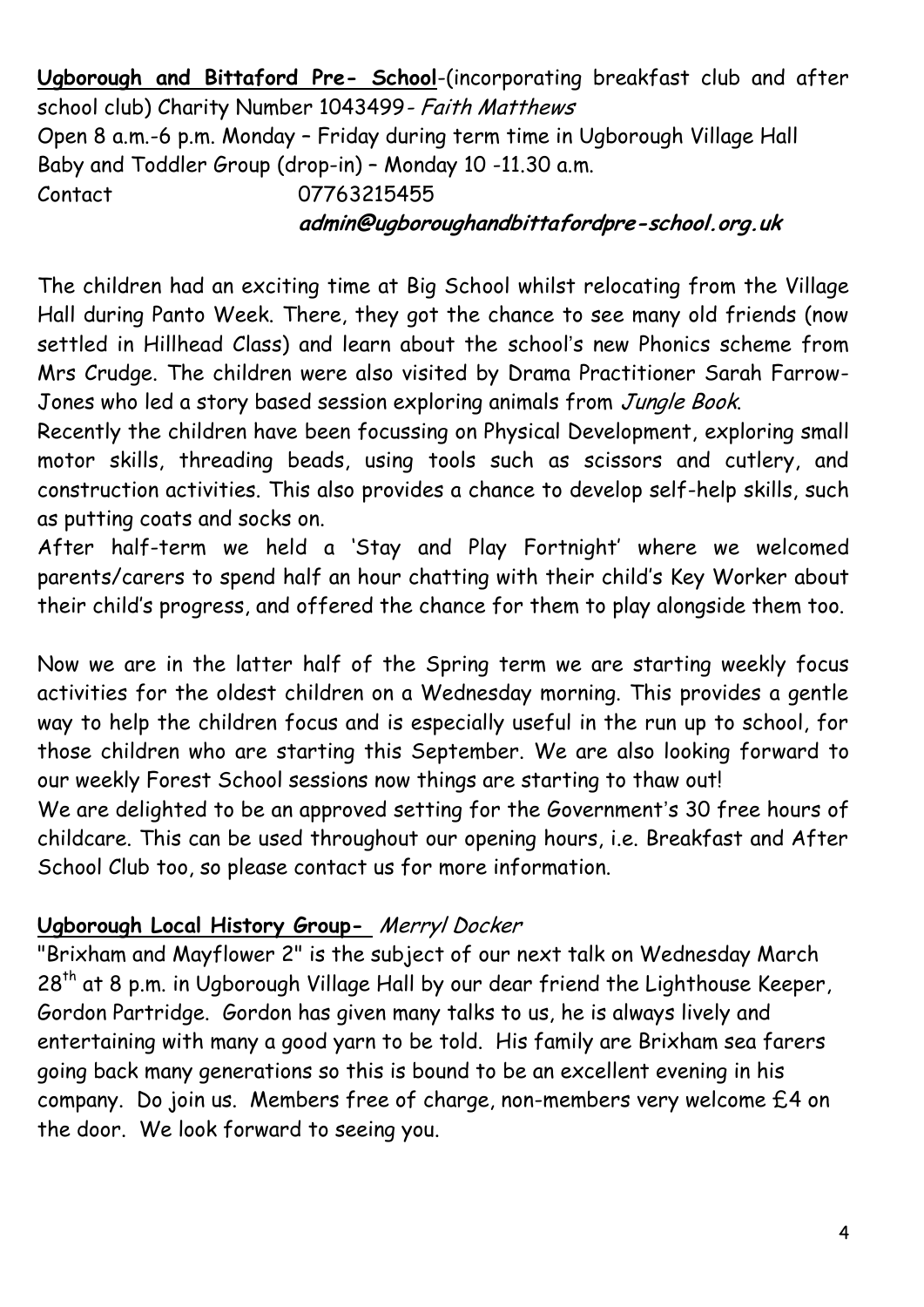**<u>Ugborough and Bittaford Pre- School</u>**-(incorporating breakfast club and after school club) Charity Number 1043499- *Faith Matthews*
Open 8 a.m.-6 p.m. Monday – Friday during term time in Ugborough Village Hall
Baby and Toddler Group (drop-in) – Monday 10 -11.30 a.m.
Contact 07763215455
***admin@ugboroughandbittafordpre-school.org.uk***

The children had an exciting time at Big School whilst relocating from the Village Hall during Panto Week. There, they got the chance to see many old friends (now settled in Hillhead Class) and learn about the school's new Phonics scheme from Mrs Crudge. The children were also visited by Drama Practitioner Sarah Farrow-Jones who led a story based session exploring animals from *Jungle Book*.
Recently the children have been focussing on Physical Development, exploring small motor skills, threading beads, using tools such as scissors and cutlery, and construction activities. This also provides a chance to develop self-help skills, such as putting coats and socks on.
After half-term we held a 'Stay and Play Fortnight' where we welcomed parents/carers to spend half an hour chatting with their child's Key Worker about their child's progress, and offered the chance for them to play alongside them too.

Now we are in the latter half of the Spring term we are starting weekly focus activities for the oldest children on a Wednesday morning. This provides a gentle way to help the children focus and is especially useful in the run up to school, for those children who are starting this September. We are also looking forward to our weekly Forest School sessions now things are starting to thaw out!
We are delighted to be an approved setting for the Government's 30 free hours of childcare. This can be used throughout our opening hours, i.e. Breakfast and After School Club too, so please contact us for more information.

**<u>Ugborough Local History Group-</u>** *Merryl Docker*
"Brixham and Mayflower 2" is the subject of our next talk on Wednesday March 28th at 8 p.m. in Ugborough Village Hall by our dear friend the Lighthouse Keeper, Gordon Partridge. Gordon has given many talks to us, he is always lively and entertaining with many a good yarn to be told. His family are Brixham sea farers going back many generations so this is bound to be an excellent evening in his company. Do join us. Members free of charge, non-members very welcome £4 on the door. We look forward to seeing you.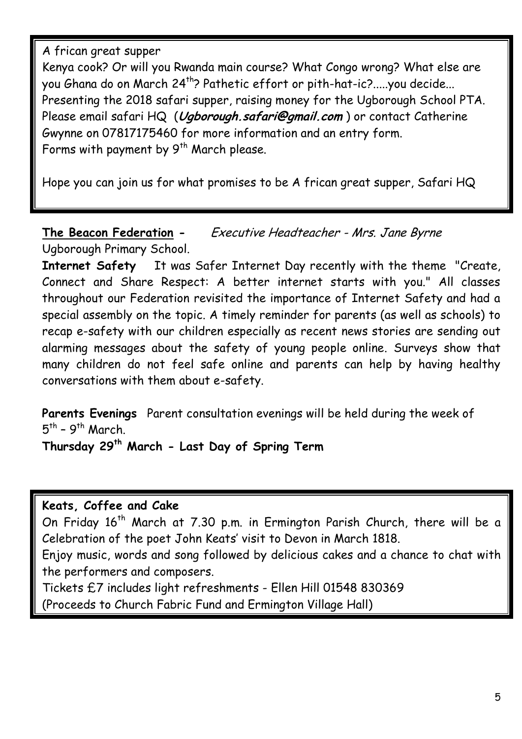A frican great supper

Kenya cook? Or will you Rwanda main course? What Congo wrong? What else are you Ghana do on March 24th? Pathetic effort or pith-hat-ic?.....you decide... Presenting the 2018 safari supper, raising money for the Ugborough School PTA. Please email safari HQ (***Ugborough.safari@gmail.com***) or contact Catherine Gwynne on 07817175460 for more information and an entry form. Forms with payment by 9th March please.

Hope you can join us for what promises to be A frican great supper, Safari HQ

**The Beacon Federation** - *Executive Headteacher - Mrs. Jane Byrne*

Ugborough Primary School.

**Internet Safety** It was Safer Internet Day recently with the theme "Create, Connect and Share Respect: A better internet starts with you." All classes throughout our Federation revisited the importance of Internet Safety and had a special assembly on the topic. A timely reminder for parents (as well as schools) to recap e-safety with our children especially as recent news stories are sending out alarming messages about the safety of young people online. Surveys show that many children do not feel safe online and parents can help by having healthy conversations with them about e-safety.

**Parents Evenings** Parent consultation evenings will be held during the week of 5th – 9th March.

**Thursday 29th March - Last Day of Spring Term**

**Keats, Coffee and Cake**

On Friday 16th March at 7.30 p.m. in Ermington Parish Church, there will be a Celebration of the poet John Keats' visit to Devon in March 1818.

Enjoy music, words and song followed by delicious cakes and a chance to chat with the performers and composers.

Tickets £7 includes light refreshments - Ellen Hill 01548 830369

(Proceeds to Church Fabric Fund and Ermington Village Hall)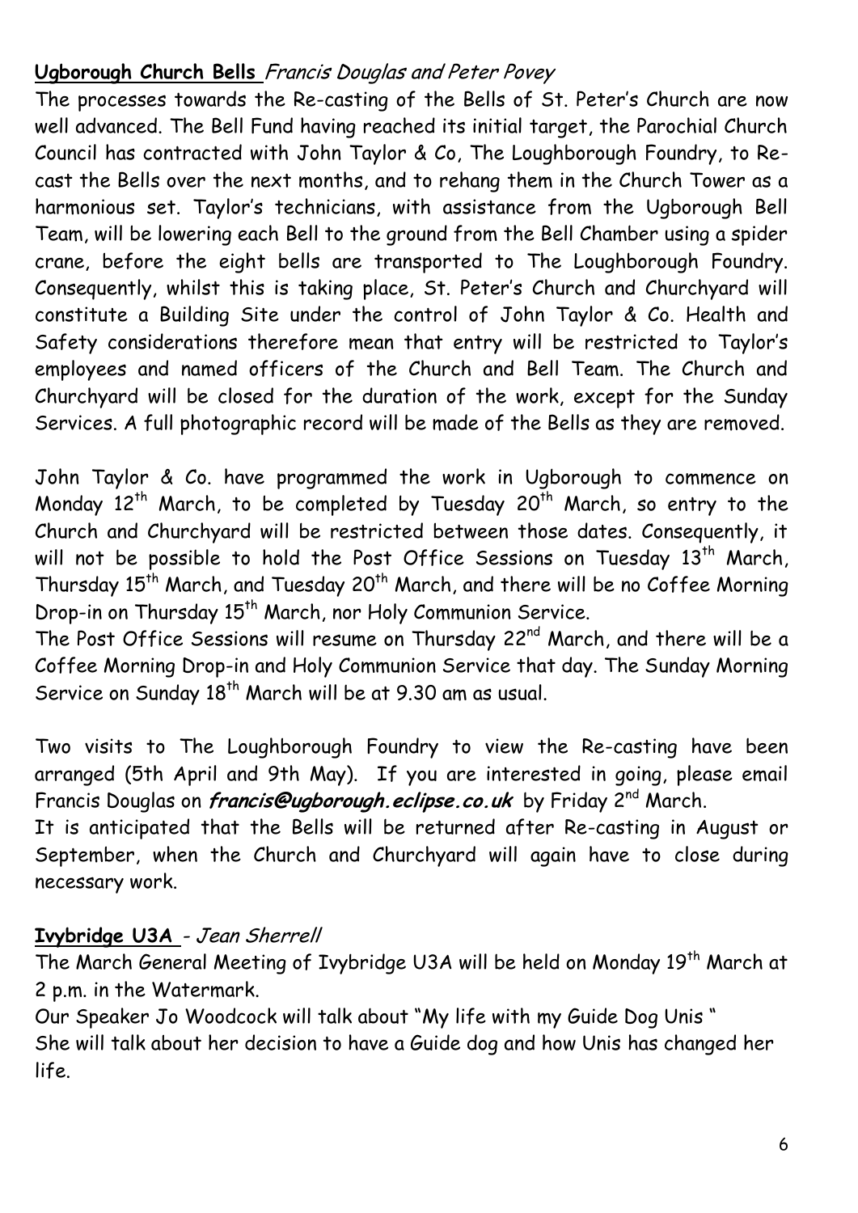**Ugborough Church Bells** *Francis Douglas and Peter Povey*

The processes towards the Re-casting of the Bells of St. Peter's Church are now well advanced. The Bell Fund having reached its initial target, the Parochial Church Council has contracted with John Taylor & Co, The Loughborough Foundry, to Re-cast the Bells over the next months, and to rehang them in the Church Tower as a harmonious set. Taylor's technicians, with assistance from the Ugborough Bell Team, will be lowering each Bell to the ground from the Bell Chamber using a spider crane, before the eight bells are transported to The Loughborough Foundry. Consequently, whilst this is taking place, St. Peter's Church and Churchyard will constitute a Building Site under the control of John Taylor & Co. Health and Safety considerations therefore mean that entry will be restricted to Taylor's employees and named officers of the Church and Bell Team. The Church and Churchyard will be closed for the duration of the work, except for the Sunday Services. A full photographic record will be made of the Bells as they are removed.

John Taylor & Co. have programmed the work in Ugborough to commence on Monday 12th March, to be completed by Tuesday 20th March, so entry to the Church and Churchyard will be restricted between those dates. Consequently, it will not be possible to hold the Post Office Sessions on Tuesday 13th March, Thursday 15th March, and Tuesday 20th March, and there will be no Coffee Morning Drop-in on Thursday 15th March, nor Holy Communion Service.

The Post Office Sessions will resume on Thursday 22nd March, and there will be a Coffee Morning Drop-in and Holy Communion Service that day. The Sunday Morning Service on Sunday 18th March will be at 9.30 am as usual.

Two visits to The Loughborough Foundry to view the Re-casting have been arranged (5th April and 9th May). If you are interested in going, please email Francis Douglas on ***francis@ugborough.eclipse.co.uk*** by Friday 2nd March.

It is anticipated that the Bells will be returned after Re-casting in August or September, when the Church and Churchyard will again have to close during necessary work.

**Ivybridge U3A** - *Jean Sherrell*

The March General Meeting of Ivybridge U3A will be held on Monday 19th March at 2 p.m. in the Watermark.

Our Speaker Jo Woodcock will talk about "My life with my Guide Dog Unis "

She will talk about her decision to have a Guide dog and how Unis has changed her life.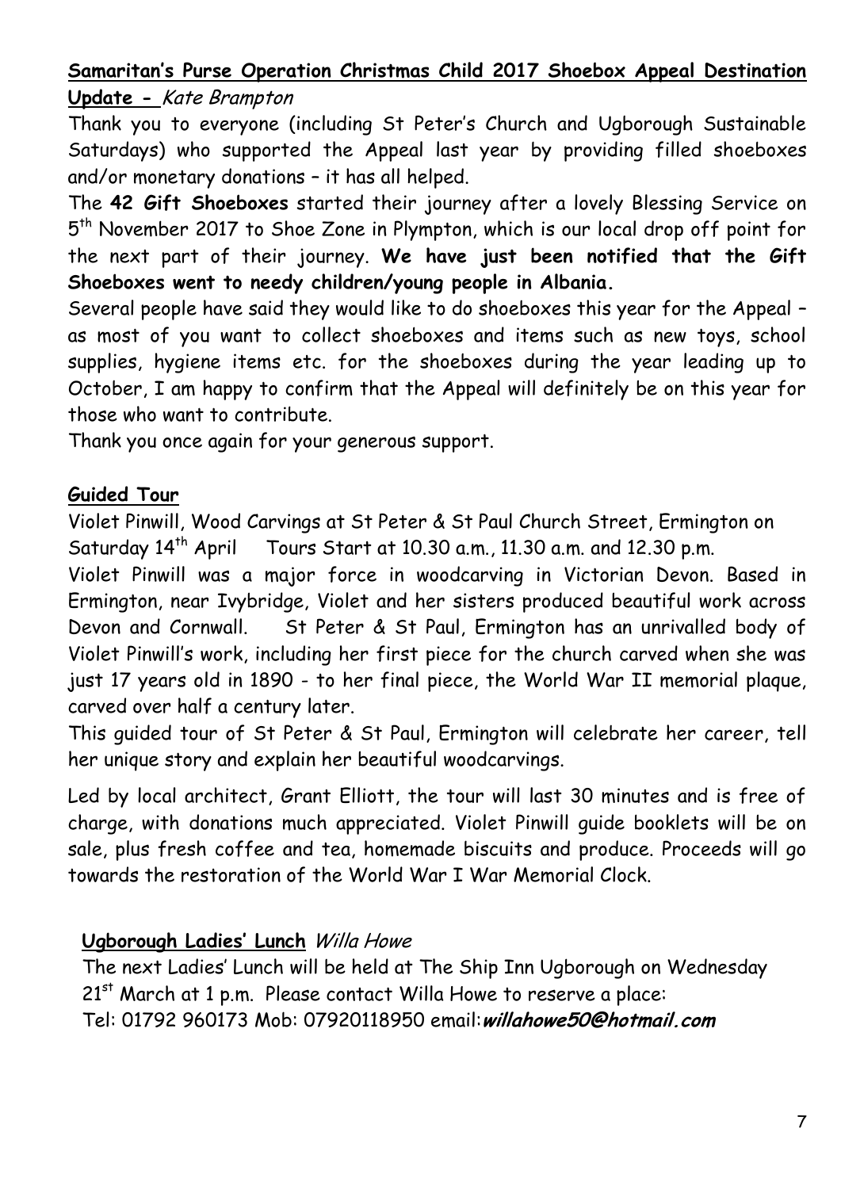**Samaritan's Purse Operation Christmas Child 2017 Shoebox Appeal Destination Update -** *Kate Brampton*

Thank you to everyone (including St Peter's Church and Ugborough Sustainable Saturdays) who supported the Appeal last year by providing filled shoeboxes and/or monetary donations – it has all helped.

The **42 Gift Shoeboxes** started their journey after a lovely Blessing Service on 5th November 2017 to Shoe Zone in Plympton, which is our local drop off point for the next part of their journey. **We have just been notified that the Gift Shoeboxes went to needy children/young people in Albania.**

Several people have said they would like to do shoeboxes this year for the Appeal – as most of you want to collect shoeboxes and items such as new toys, school supplies, hygiene items etc. for the shoeboxes during the year leading up to October, I am happy to confirm that the Appeal will definitely be on this year for those who want to contribute.

Thank you once again for your generous support.

**Guided Tour**

Violet Pinwill, Wood Carvings at St Peter & St Paul Church Street, Ermington on Saturday 14th April   Tours Start at 10.30 a.m., 11.30 a.m. and 12.30 p.m.

Violet Pinwill was a major force in woodcarving in Victorian Devon. Based in Ermington, near Ivybridge, Violet and her sisters produced beautiful work across Devon and Cornwall.   St Peter & St Paul, Ermington has an unrivalled body of Violet Pinwill's work, including her first piece for the church carved when she was just 17 years old in 1890 - to her final piece, the World War II memorial plaque, carved over half a century later.

This guided tour of St Peter & St Paul, Ermington will celebrate her career, tell her unique story and explain her beautiful woodcarvings.

Led by local architect, Grant Elliott, the tour will last 30 minutes and is free of charge, with donations much appreciated. Violet Pinwill guide booklets will be on sale, plus fresh coffee and tea, homemade biscuits and produce. Proceeds will go towards the restoration of the World War I War Memorial Clock.

**Ugborough Ladies' Lunch** *Willa Howe*

The next Ladies' Lunch will be held at The Ship Inn Ugborough on Wednesday 21st March at 1 p.m. Please contact Willa Howe to reserve a place:
Tel: 01792 960173 Mob: 07920118950 email:***willahowe50@hotmail.com***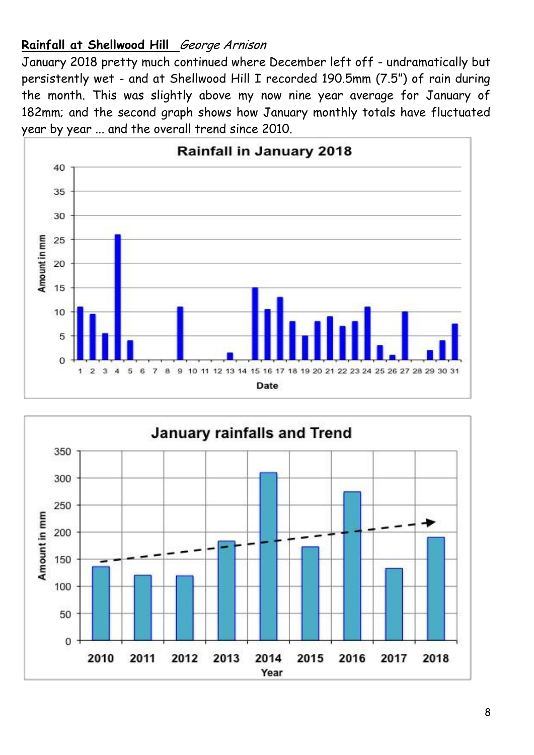**Rainfall at Shellwood Hill** *George Arnison*

January 2018 pretty much continued where December left off - undramatically but persistently wet - and at Shellwood Hill I recorded 190.5mm (7.5") of rain during the month. This was slightly above my now nine year average for January of 182mm; and the second graph shows how January monthly totals have fluctuated year by year ... and the overall trend since 2010.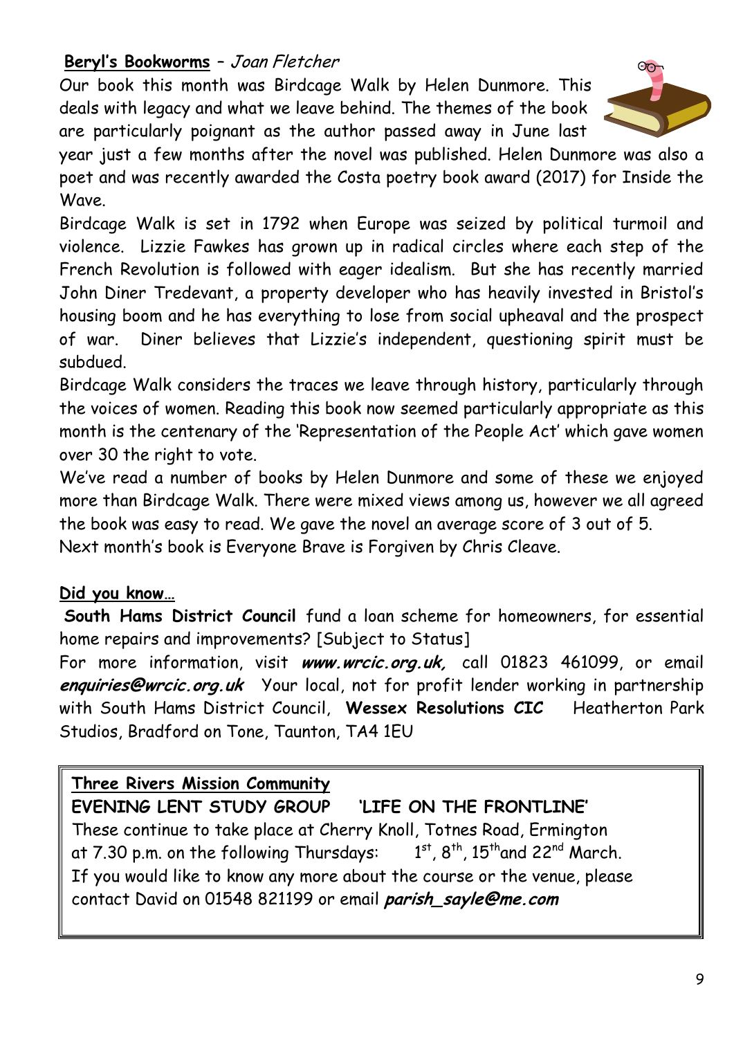**<u>Beryl's Bookworms</u>** – *Joan Fletcher*

Our book this month was Birdcage Walk by Helen Dunmore. This deals with legacy and what we leave behind. The themes of the book are particularly poignant as the author passed away in June last year just a few months after the novel was published. Helen Dunmore was also a poet and was recently awarded the Costa poetry book award (2017) for Inside the Wave.

Birdcage Walk is set in 1792 when Europe was seized by political turmoil and violence. Lizzie Fawkes has grown up in radical circles where each step of the French Revolution is followed with eager idealism. But she has recently married John Diner Tredevant, a property developer who has heavily invested in Bristol's housing boom and he has everything to lose from social upheaval and the prospect of war. Diner believes that Lizzie's independent, questioning spirit must be subdued.

Birdcage Walk considers the traces we leave through history, particularly through the voices of women. Reading this book now seemed particularly appropriate as this month is the centenary of the 'Representation of the People Act' which gave women over 30 the right to vote.

We've read a number of books by Helen Dunmore and some of these we enjoyed more than Birdcage Walk. There were mixed views among us, however we all agreed the book was easy to read. We gave the novel an average score of 3 out of 5.

Next month's book is Everyone Brave is Forgiven by Chris Cleave.

**<u>Did you know…</u>**

**South Hams District Council** fund a loan scheme for homeowners, for essential home repairs and improvements? [Subject to Status]

For more information, visit ***www.wrcic.org.uk,*** call 01823 461099, or email ***enquiries@wrcic.org.uk*** Your local, not for profit lender working in partnership with South Hams District Council, **Wessex Resolutions CIC** Heatherton Park Studios, Bradford on Tone, Taunton, TA4 1EU

**<u>Three Rivers Mission Community</u>**

**EVENING LENT STUDY GROUP 'LIFE ON THE FRONTLINE'**

These continue to take place at Cherry Knoll, Totnes Road, Ermington at 7.30 p.m. on the following Thursdays: 1st, 8th, 15th and 22nd March.

If you would like to know any more about the course or the venue, please contact David on 01548 821199 or email ***parish_sayle@me.com***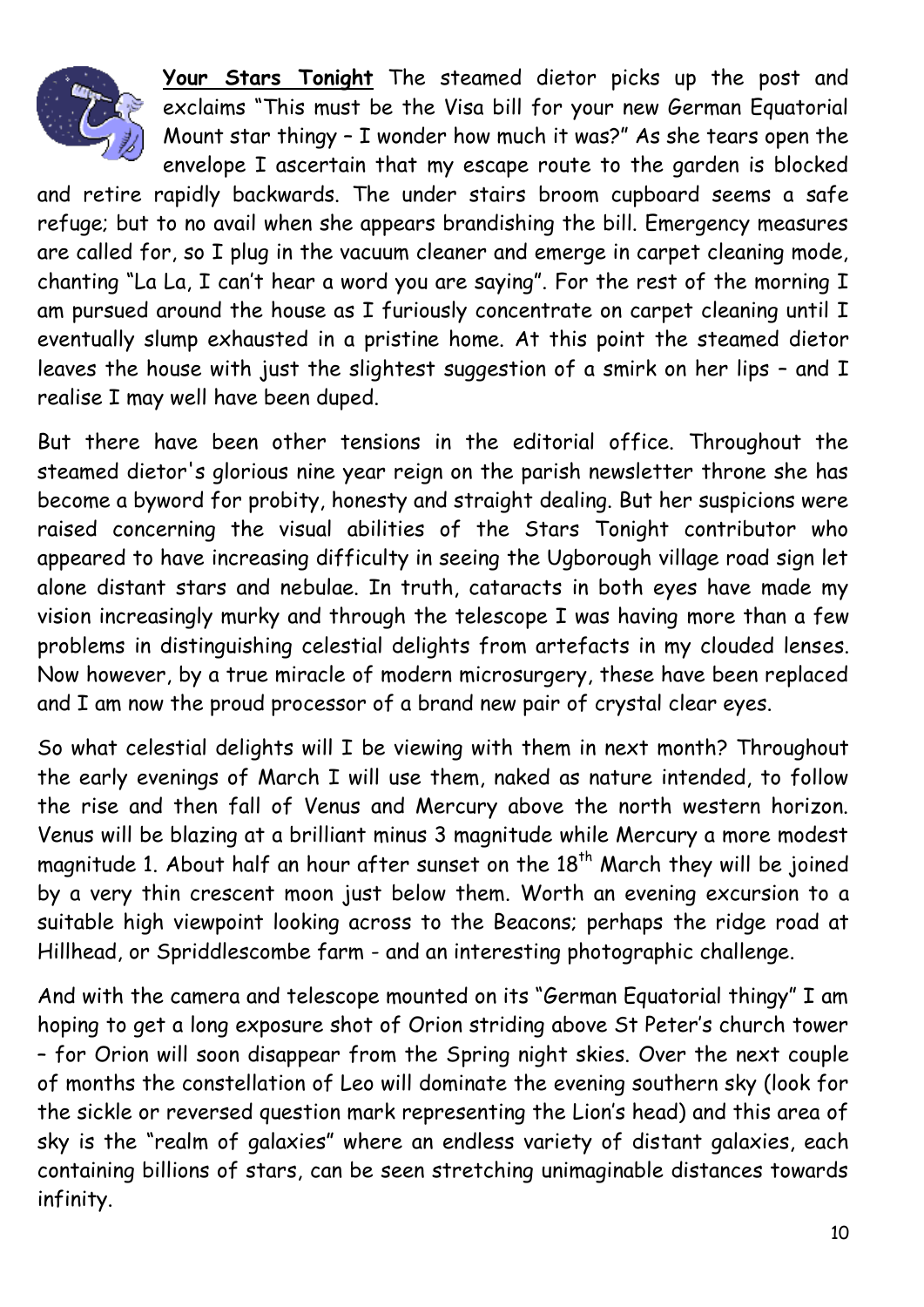**Your Stars Tonight** The steamed dietor picks up the post and exclaims "This must be the Visa bill for your new German Equatorial Mount star thingy – I wonder how much it was?" As she tears open the envelope I ascertain that my escape route to the garden is blocked and retire rapidly backwards. The under stairs broom cupboard seems a safe refuge; but to no avail when she appears brandishing the bill. Emergency measures are called for, so I plug in the vacuum cleaner and emerge in carpet cleaning mode, chanting "La La, I can't hear a word you are saying". For the rest of the morning I am pursued around the house as I furiously concentrate on carpet cleaning until I eventually slump exhausted in a pristine home. At this point the steamed dietor leaves the house with just the slightest suggestion of a smirk on her lips – and I realise I may well have been duped.

But there have been other tensions in the editorial office. Throughout the steamed dietor's glorious nine year reign on the parish newsletter throne she has become a byword for probity, honesty and straight dealing. But her suspicions were raised concerning the visual abilities of the Stars Tonight contributor who appeared to have increasing difficulty in seeing the Ugborough village road sign let alone distant stars and nebulae. In truth, cataracts in both eyes have made my vision increasingly murky and through the telescope I was having more than a few problems in distinguishing celestial delights from artefacts in my clouded lenses. Now however, by a true miracle of modern microsurgery, these have been replaced and I am now the proud processor of a brand new pair of crystal clear eyes.

So what celestial delights will I be viewing with them in next month? Throughout the early evenings of March I will use them, naked as nature intended, to follow the rise and then fall of Venus and Mercury above the north western horizon. Venus will be blazing at a brilliant minus 3 magnitude while Mercury a more modest magnitude 1. About half an hour after sunset on the 18th March they will be joined by a very thin crescent moon just below them. Worth an evening excursion to a suitable high viewpoint looking across to the Beacons; perhaps the ridge road at Hillhead, or Spriddlescombe farm - and an interesting photographic challenge.

And with the camera and telescope mounted on its "German Equatorial thingy" I am hoping to get a long exposure shot of Orion striding above St Peter's church tower – for Orion will soon disappear from the Spring night skies. Over the next couple of months the constellation of Leo will dominate the evening southern sky (look for the sickle or reversed question mark representing the Lion's head) and this area of sky is the "realm of galaxies" where an endless variety of distant galaxies, each containing billions of stars, can be seen stretching unimaginable distances towards infinity.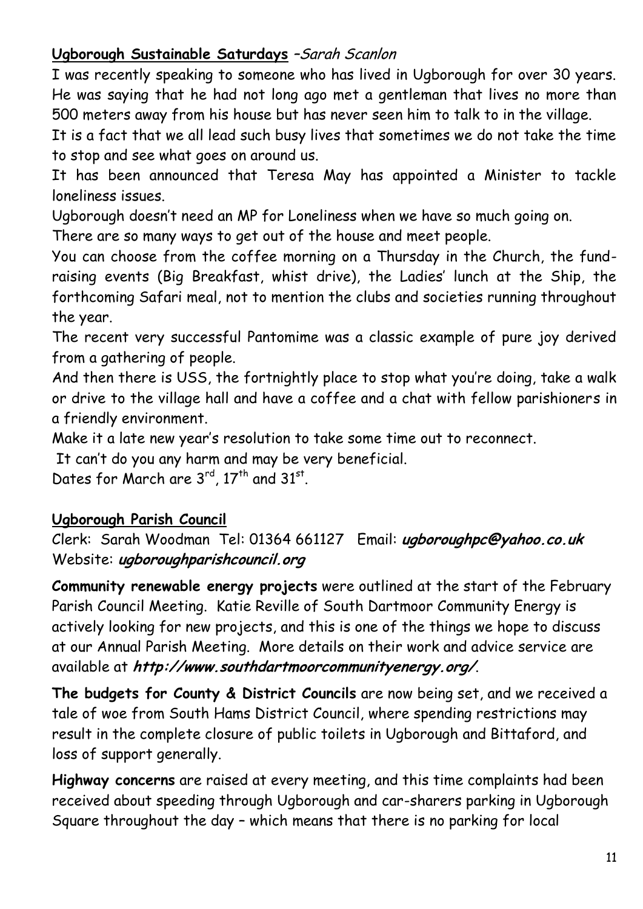## **Ugborough Sustainable Saturdays** –*Sarah Scanlon*

I was recently speaking to someone who has lived in Ugborough for over 30 years. He was saying that he had not long ago met a gentleman that lives no more than 500 meters away from his house but has never seen him to talk to in the village.

It is a fact that we all lead such busy lives that sometimes we do not take the time to stop and see what goes on around us.

It has been announced that Teresa May has appointed a Minister to tackle loneliness issues.

Ugborough doesn't need an MP for Loneliness when we have so much going on.

There are so many ways to get out of the house and meet people.

You can choose from the coffee morning on a Thursday in the Church, the fund-raising events (Big Breakfast, whist drive), the Ladies' lunch at the Ship, the forthcoming Safari meal, not to mention the clubs and societies running throughout the year.

The recent very successful Pantomime was a classic example of pure joy derived from a gathering of people.

And then there is USS, the fortnightly place to stop what you're doing, take a walk or drive to the village hall and have a coffee and a chat with fellow parishioners in a friendly environment.

Make it a late new year's resolution to take some time out to reconnect.

It can't do you any harm and may be very beneficial.

Dates for March are 3rd, 17th and 31st.

## **Ugborough Parish Council**

Clerk: Sarah Woodman Tel: 01364 661127 Email: ***ugboroughpc@yahoo.co.uk***
Website: ***ugboroughparishcouncil.org***

**Community renewable energy projects** were outlined at the start of the February Parish Council Meeting. Katie Reville of South Dartmoor Community Energy is actively looking for new projects, and this is one of the things we hope to discuss at our Annual Parish Meeting. More details on their work and advice service are available at ***http://www.southdartmoorcommunityenergy.org/***.

**The budgets for County & District Councils** are now being set, and we received a tale of woe from South Hams District Council, where spending restrictions may result in the complete closure of public toilets in Ugborough and Bittaford, and loss of support generally.

**Highway concerns** are raised at every meeting, and this time complaints had been received about speeding through Ugborough and car-sharers parking in Ugborough Square throughout the day – which means that there is no parking for local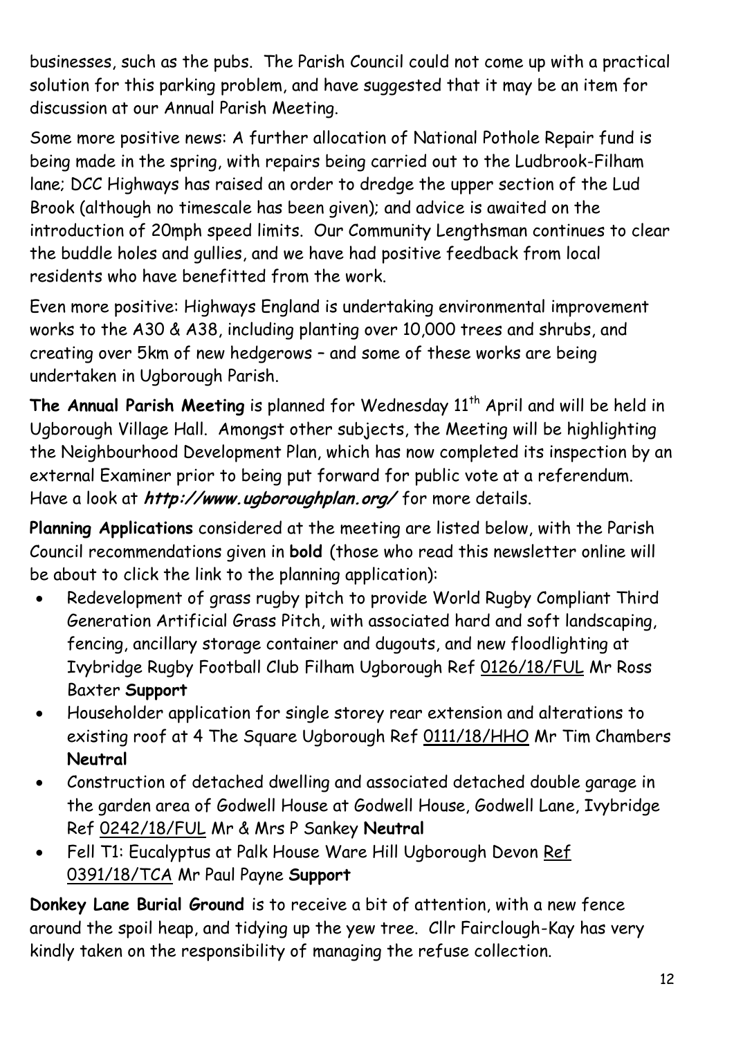businesses, such as the pubs. The Parish Council could not come up with a practical solution for this parking problem, and have suggested that it may be an item for discussion at our Annual Parish Meeting.

Some more positive news: A further allocation of National Pothole Repair fund is being made in the spring, with repairs being carried out to the Ludbrook-Filham lane; DCC Highways has raised an order to dredge the upper section of the Lud Brook (although no timescale has been given); and advice is awaited on the introduction of 20mph speed limits. Our Community Lengthsman continues to clear the buddle holes and gullies, and we have had positive feedback from local residents who have benefitted from the work.

Even more positive: Highways England is undertaking environmental improvement works to the A30 & A38, including planting over 10,000 trees and shrubs, and creating over 5km of new hedgerows – and some of these works are being undertaken in Ugborough Parish.

**The Annual Parish Meeting** is planned for Wednesday 11th April and will be held in Ugborough Village Hall. Amongst other subjects, the Meeting will be highlighting the Neighbourhood Development Plan, which has now completed its inspection by an external Examiner prior to being put forward for public vote at a referendum. Have a look at ***http://www.ugboroughplan.org/*** for more details.

**Planning Applications** considered at the meeting are listed below, with the Parish Council recommendations given in **bold** (those who read this newsletter online will be about to click the link to the planning application):

- Redevelopment of grass rugby pitch to provide World Rugby Compliant Third Generation Artificial Grass Pitch, with associated hard and soft landscaping, fencing, ancillary storage container and dugouts, and new floodlighting at Ivybridge Rugby Football Club Filham Ugborough Ref 0126/18/FUL Mr Ross Baxter **Support**
- Householder application for single storey rear extension and alterations to existing roof at 4 The Square Ugborough Ref 0111/18/HHO Mr Tim Chambers **Neutral**
- Construction of detached dwelling and associated detached double garage in the garden area of Godwell House at Godwell House, Godwell Lane, Ivybridge Ref 0242/18/FUL Mr & Mrs P Sankey **Neutral**
- Fell T1: Eucalyptus at Palk House Ware Hill Ugborough Devon Ref 0391/18/TCA Mr Paul Payne **Support**

**Donkey Lane Burial Ground** is to receive a bit of attention, with a new fence around the spoil heap, and tidying up the yew tree. Cllr Fairclough-Kay has very kindly taken on the responsibility of managing the refuse collection.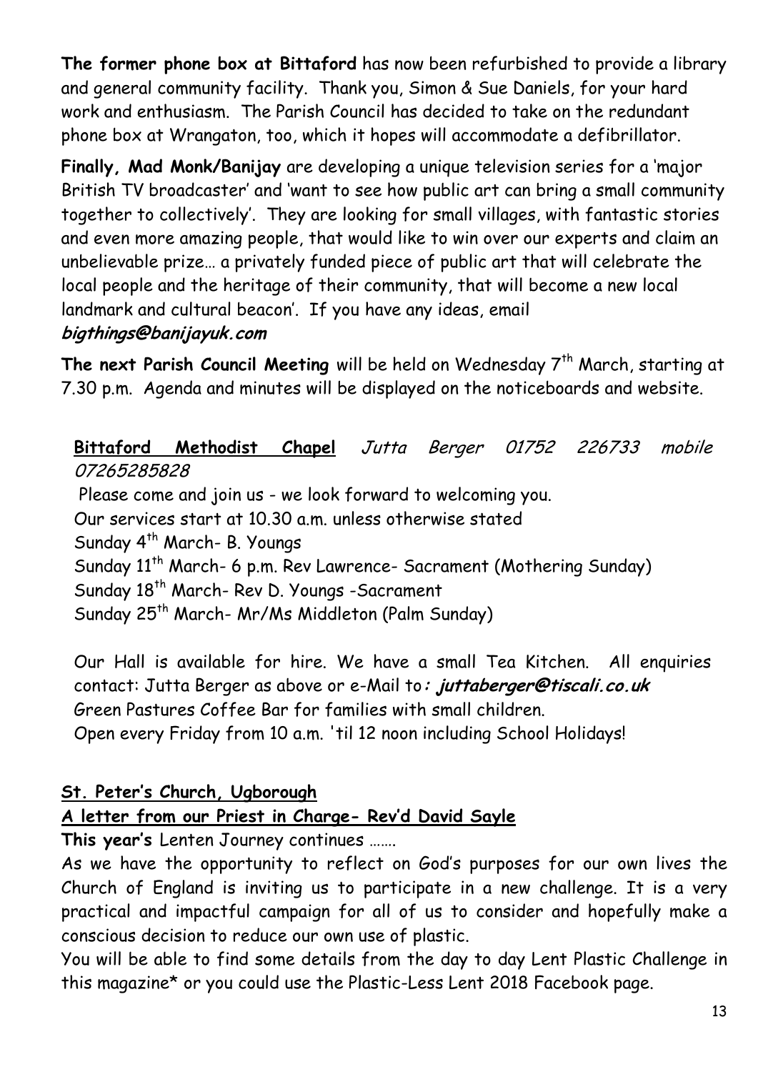**The former phone box at Bittaford** has now been refurbished to provide a library and general community facility. Thank you, Simon & Sue Daniels, for your hard work and enthusiasm. The Parish Council has decided to take on the redundant phone box at Wrangaton, too, which it hopes will accommodate a defibrillator.

**Finally, Mad Monk/Banijay** are developing a unique television series for a 'major British TV broadcaster' and 'want to see how public art can bring a small community together to collectively'. They are looking for small villages, with fantastic stories and even more amazing people, that would like to win over our experts and claim an unbelievable prize… a privately funded piece of public art that will celebrate the local people and the heritage of their community, that will become a new local landmark and cultural beacon'. If you have any ideas, email ***bigthings@banijayuk.com***

**The next Parish Council Meeting** will be held on Wednesday 7th March, starting at 7.30 p.m. Agenda and minutes will be displayed on the noticeboards and website.

**Bittaford Methodist Chapel** *Jutta Berger 01752 226733 mobile 07265285828*

Please come and join us - we look forward to welcoming you.
Our services start at 10.30 a.m. unless otherwise stated
Sunday 4th March- B. Youngs
Sunday 11th March- 6 p.m. Rev Lawrence- Sacrament (Mothering Sunday)
Sunday 18th March- Rev D. Youngs -Sacrament
Sunday 25th March- Mr/Ms Middleton (Palm Sunday)

Our Hall is available for hire. We have a small Tea Kitchen. All enquiries contact: Jutta Berger as above or e-Mail to***: juttaberger@tiscali.co.uk***
Green Pastures Coffee Bar for families with small children.
Open every Friday from 10 a.m. 'til 12 noon including School Holidays!

**St. Peter's Church, Ugborough**

**A letter from our Priest in Charge- Rev'd David Sayle**

**This year's** Lenten Journey continues …….

As we have the opportunity to reflect on God's purposes for our own lives the Church of England is inviting us to participate in a new challenge. It is a very practical and impactful campaign for all of us to consider and hopefully make a conscious decision to reduce our own use of plastic.

You will be able to find some details from the day to day Lent Plastic Challenge in this magazine* or you could use the Plastic-Less Lent 2018 Facebook page.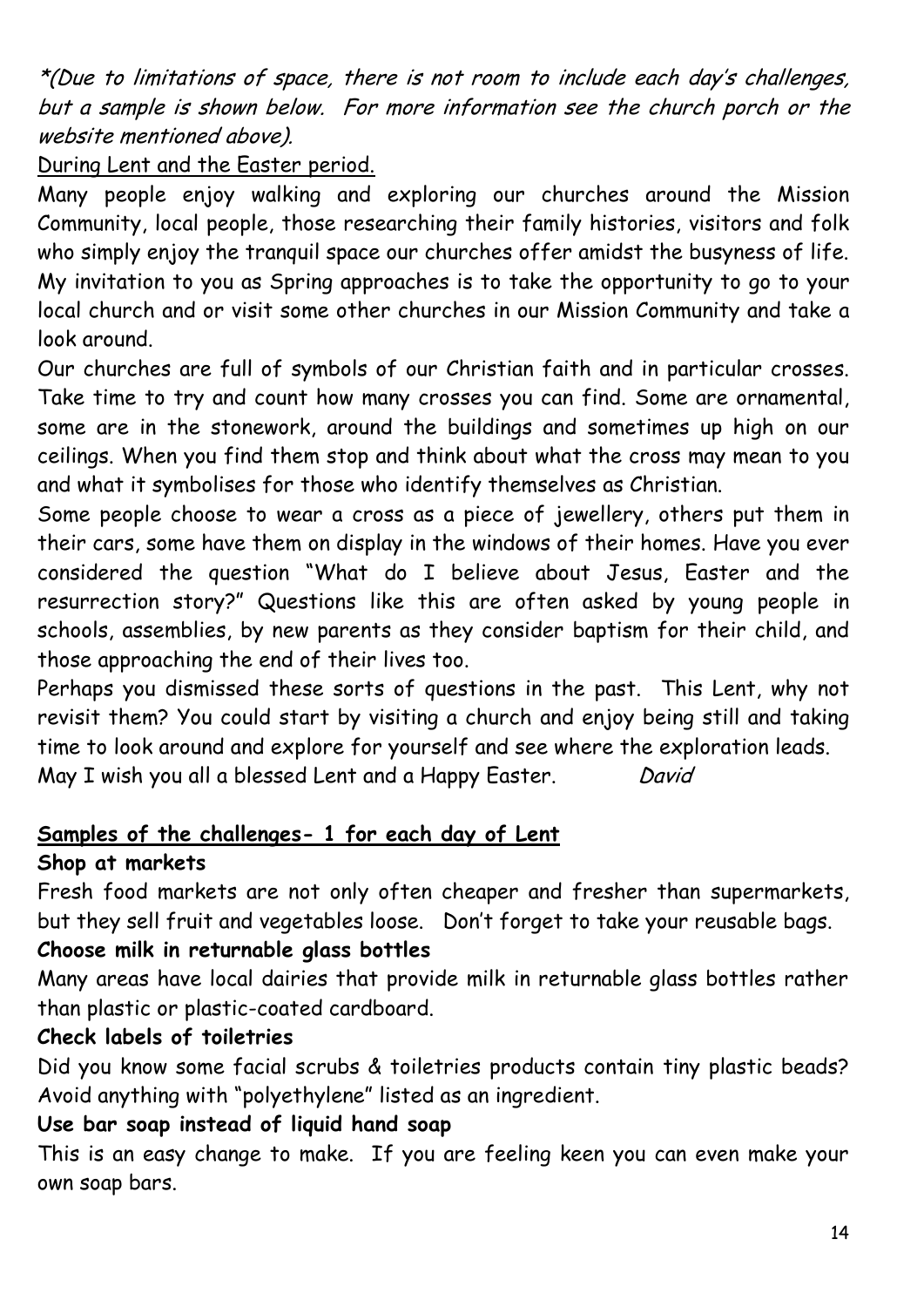*\*(Due to limitations of space, there is not room to include each day's challenges, but a sample is shown below. For more information see the church porch or the website mentioned above).*

<u>During Lent and the Easter period.</u>

Many people enjoy walking and exploring our churches around the Mission Community, local people, those researching their family histories, visitors and folk who simply enjoy the tranquil space our churches offer amidst the busyness of life. My invitation to you as Spring approaches is to take the opportunity to go to your local church and or visit some other churches in our Mission Community and take a look around.

Our churches are full of symbols of our Christian faith and in particular crosses. Take time to try and count how many crosses you can find. Some are ornamental, some are in the stonework, around the buildings and sometimes up high on our ceilings. When you find them stop and think about what the cross may mean to you and what it symbolises for those who identify themselves as Christian.

Some people choose to wear a cross as a piece of jewellery, others put them in their cars, some have them on display in the windows of their homes. Have you ever considered the question "What do I believe about Jesus, Easter and the resurrection story?" Questions like this are often asked by young people in schools, assemblies, by new parents as they consider baptism for their child, and those approaching the end of their lives too.

Perhaps you dismissed these sorts of questions in the past. This Lent, why not revisit them? You could start by visiting a church and enjoy being still and taking time to look around and explore for yourself and see where the exploration leads.

May I wish you all a blessed Lent and a Happy Easter. *David*

**<u>Samples of the challenges- 1 for each day of Lent</u>**

**Shop at markets**

Fresh food markets are not only often cheaper and fresher than supermarkets, but they sell fruit and vegetables loose. Don't forget to take your reusable bags.

**Choose milk in returnable glass bottles**

Many areas have local dairies that provide milk in returnable glass bottles rather than plastic or plastic-coated cardboard.

**Check labels of toiletries**

Did you know some facial scrubs & toiletries products contain tiny plastic beads? Avoid anything with "polyethylene" listed as an ingredient.

**Use bar soap instead of liquid hand soap**

This is an easy change to make. If you are feeling keen you can even make your own soap bars.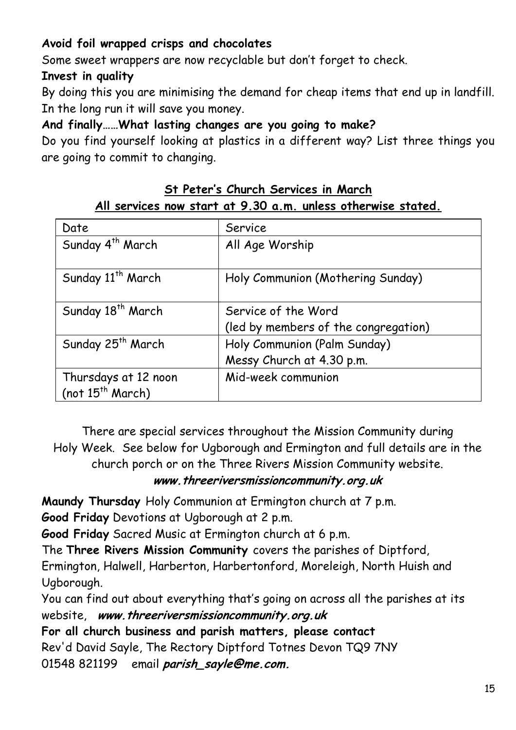**Avoid foil wrapped crisps and chocolates**

Some sweet wrappers are now recyclable but don't forget to check.

**Invest in quality**

By doing this you are minimising the demand for cheap items that end up in landfill. In the long run it will save you money.

**And finally……What lasting changes are you going to make?**

Do you find yourself looking at plastics in a different way? List three things you are going to commit to changing.

## St Peter's Church Services in March

**All services now start at 9.30 a.m. unless otherwise stated.**

| Date | Service |
|---|---|
| Sunday 4th March | All Age Worship |
| Sunday 11th March | Holy Communion (Mothering Sunday) |
| Sunday 18th March | Service of the Word<br>(led by members of the congregation) |
| Sunday 25th March | Holy Communion (Palm Sunday)<br>Messy Church at 4.30 p.m. |
| Thursdays at 12 noon<br>(not 15th March) | Mid-week communion |

There are special services throughout the Mission Community during Holy Week. See below for Ugborough and Ermington and full details are in the church porch or on the Three Rivers Mission Community website.

***www.threeriversmissioncommunity.org.uk***

**Maundy Thursday** Holy Communion at Ermington church at 7 p.m.

**Good Friday** Devotions at Ugborough at 2 p.m.

**Good Friday** Sacred Music at Ermington church at 6 p.m.

The **Three Rivers Mission Community** covers the parishes of Diptford, Ermington, Halwell, Harberton, Harbertonford, Moreleigh, North Huish and Ugborough.

You can find out about everything that's going on across all the parishes at its website, ***www.threeriversmissioncommunity.org.uk***

**For all church business and parish matters, please contact**

Rev'd David Sayle, The Rectory Diptford Totnes Devon TQ9 7NY

01548 821199 email ***parish_sayle@me.com.***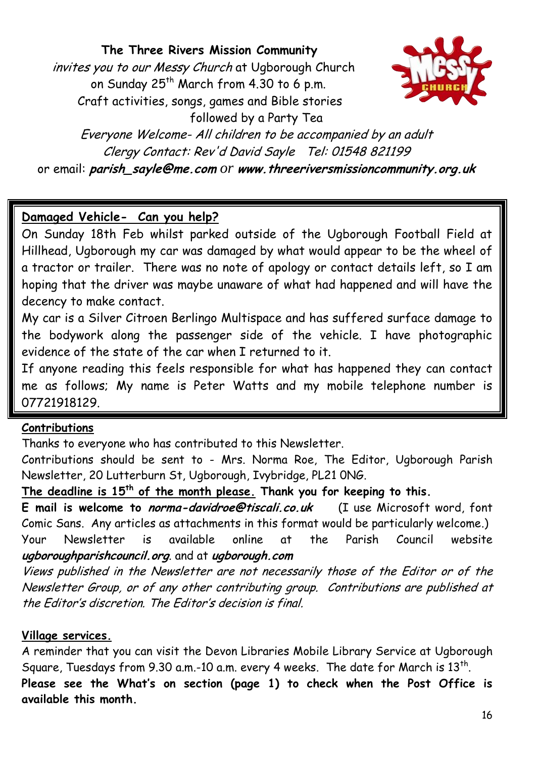**The Three Rivers Mission Community**

*invites you to our Messy Church* at Ugborough Church on Sunday 25th March from 4.30 to 6 p.m.

Craft activities, songs, games and Bible stories followed by a Party Tea

*Everyone Welcome- All children to be accompanied by an adult*

*Clergy Contact: Rev'd David Sayle Tel: 01548 821199*

or email: ***parish_sayle@me.com*** or ***www.threeriversmissioncommunity.org.uk***

**Damaged Vehicle- Can you help?**

On Sunday 18th Feb whilst parked outside of the Ugborough Football Field at Hillhead, Ugborough my car was damaged by what would appear to be the wheel of a tractor or trailer. There was no note of apology or contact details left, so I am hoping that the driver was maybe unaware of what had happened and will have the decency to make contact.

My car is a Silver Citroen Berlingo Multispace and has suffered surface damage to the bodywork along the passenger side of the vehicle. I have photographic evidence of the state of the car when I returned to it.

If anyone reading this feels responsible for what has happened they can contact me as follows; My name is Peter Watts and my mobile telephone number is 07721918129.

**Contributions**

Thanks to everyone who has contributed to this Newsletter.

Contributions should be sent to - Mrs. Norma Roe, The Editor, Ugborough Parish Newsletter, 20 Lutterburn St, Ugborough, Ivybridge, PL21 0NG.

**The deadline is 15th of the month please. Thank you for keeping to this.**

**E mail is welcome to *norma-davidroe@tiscali.co.uk*** (I use Microsoft word, font Comic Sans. Any articles as attachments in this format would be particularly welcome.)

Your Newsletter is available online at the Parish Council website ***ugboroughparishcouncil.org***. and at ***ugborough.com***

*Views published in the Newsletter are not necessarily those of the Editor or of the Newsletter Group, or of any other contributing group. Contributions are published at the Editor's discretion. The Editor's decision is final.*

**Village services.**

A reminder that you can visit the Devon Libraries Mobile Library Service at Ugborough Square, Tuesdays from 9.30 a.m.-10 a.m. every 4 weeks. The date for March is 13th.

**Please see the What's on section (page 1) to check when the Post Office is available this month.**